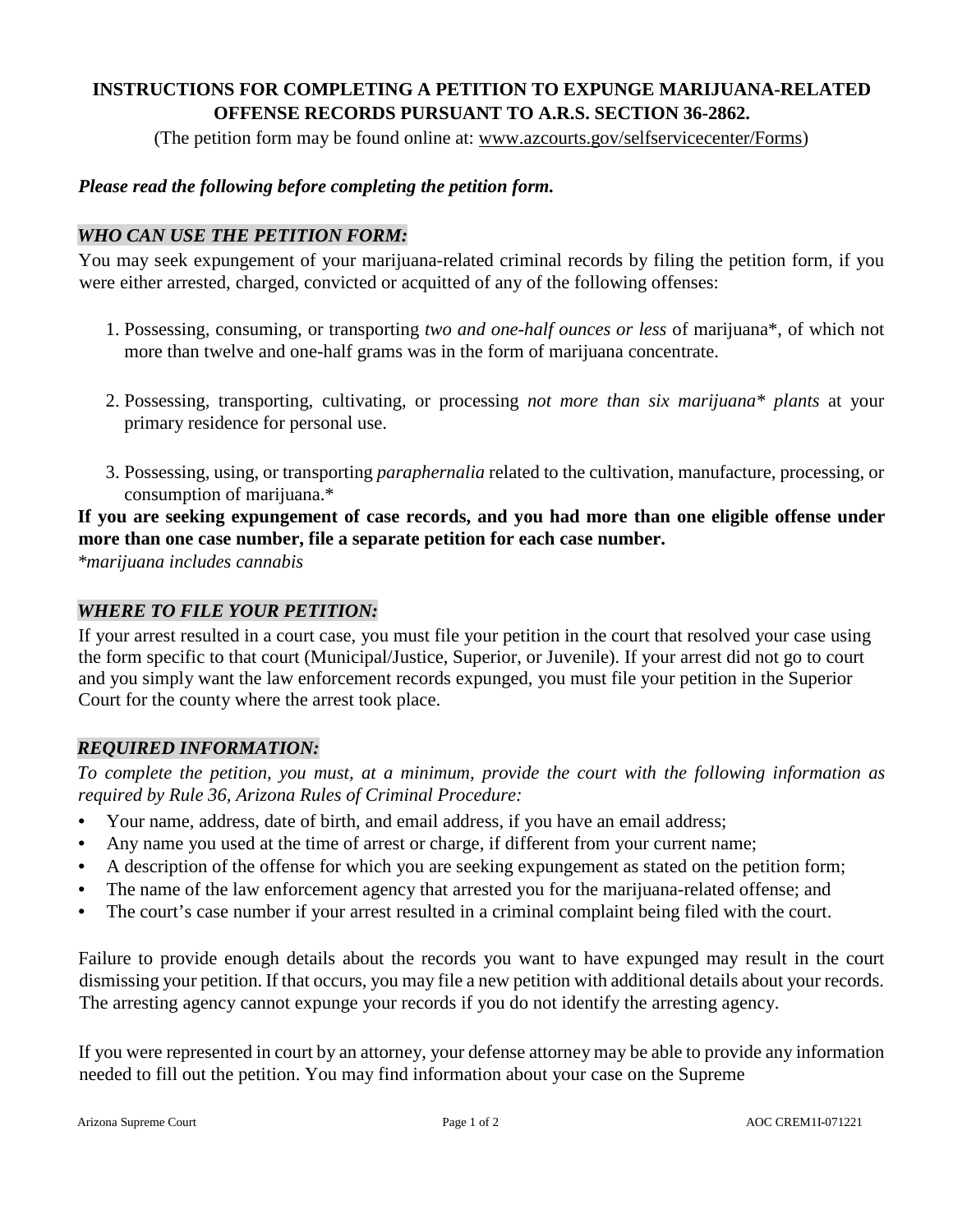# INSTRUCTIONS FOR COMPLETING A PETITION TO EXPUNGE MARIJUANA-RELATED OFFENSE RECORDS PURSUANT TO A.R.S. SECTION 36-2862.

(The petition form may be found online at: www.azcourts.gov/selfservicecenter/Forms)

***Please read the following before completing the petition form.***

## *WHO CAN USE THE PETITION FORM:*

You may seek expungement of your marijuana-related criminal records by filing the petition form, if you were either arrested, charged, convicted or acquitted of any of the following offenses:

1. Possessing, consuming, or transporting *two and one-half ounces or less* of marijuana*, of which not more than twelve and one-half grams was in the form of marijuana concentrate.

2. Possessing, transporting, cultivating, or processing *not more than six marijuana* plants* at your primary residence for personal use.

3. Possessing, using, or transporting *paraphernalia* related to the cultivation, manufacture, processing, or consumption of marijuana.*

**If you are seeking expungement of case records, and you had more than one eligible offense under more than one case number, file a separate petition for each case number.**

*\*marijuana includes cannabis*

## *WHERE TO FILE YOUR PETITION:*

If your arrest resulted in a court case, you must file your petition in the court that resolved your case using the form specific to that court (Municipal/Justice, Superior, or Juvenile). If your arrest did not go to court and you simply want the law enforcement records expunged, you must file your petition in the Superior Court for the county where the arrest took place.

## *REQUIRED INFORMATION:*

*To complete the petition, you must, at a minimum, provide the court with the following information as required by Rule 36, Arizona Rules of Criminal Procedure:*

- Your name, address, date of birth, and email address, if you have an email address;
- Any name you used at the time of arrest or charge, if different from your current name;
- A description of the offense for which you are seeking expungement as stated on the petition form;
- The name of the law enforcement agency that arrested you for the marijuana-related offense; and
- The court's case number if your arrest resulted in a criminal complaint being filed with the court.

Failure to provide enough details about the records you want to have expunged may result in the court dismissing your petition. If that occurs, you may file a new petition with additional details about your records. The arresting agency cannot expunge your records if you do not identify the arresting agency.

If you were represented in court by an attorney, your defense attorney may be able to provide any information needed to fill out the petition. You may find information about your case on the Supreme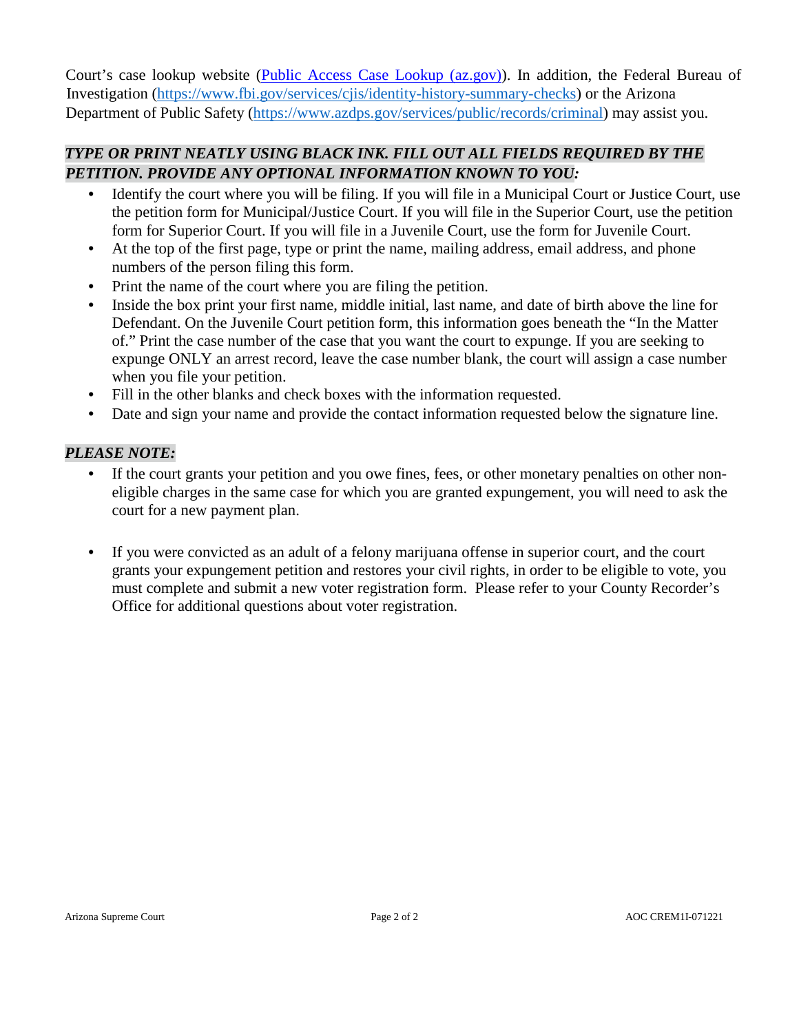Court's case lookup website ([Public Access Case Lookup (az.gov)](Public Access Case Lookup (az.gov))). In addition, the Federal Bureau of Investigation (https://www.fbi.gov/services/cjis/identity-history-summary-checks) or the Arizona Department of Public Safety (https://www.azdps.gov/services/public/records/criminal) may assist you.

***TYPE OR PRINT NEATLY USING BLACK INK. FILL OUT ALL FIELDS REQUIRED BY THE PETITION. PROVIDE ANY OPTIONAL INFORMATION KNOWN TO YOU:***

- Identify the court where you will be filing. If you will file in a Municipal Court or Justice Court, use the petition form for Municipal/Justice Court. If you will file in the Superior Court, use the petition form for Superior Court. If you will file in a Juvenile Court, use the form for Juvenile Court.
- At the top of the first page, type or print the name, mailing address, email address, and phone numbers of the person filing this form.
- Print the name of the court where you are filing the petition.
- Inside the box print your first name, middle initial, last name, and date of birth above the line for Defendant. On the Juvenile Court petition form, this information goes beneath the "In the Matter of." Print the case number of the case that you want the court to expunge. If you are seeking to expunge ONLY an arrest record, leave the case number blank, the court will assign a case number when you file your petition.
- Fill in the other blanks and check boxes with the information requested.
- Date and sign your name and provide the contact information requested below the signature line.

***PLEASE NOTE:***

- If the court grants your petition and you owe fines, fees, or other monetary penalties on other non-eligible charges in the same case for which you are granted expungement, you will need to ask the court for a new payment plan.

- If you were convicted as an adult of a felony marijuana offense in superior court, and the court grants your expungement petition and restores your civil rights, in order to be eligible to vote, you must complete and submit a new voter registration form. Please refer to your County Recorder's Office for additional questions about voter registration.